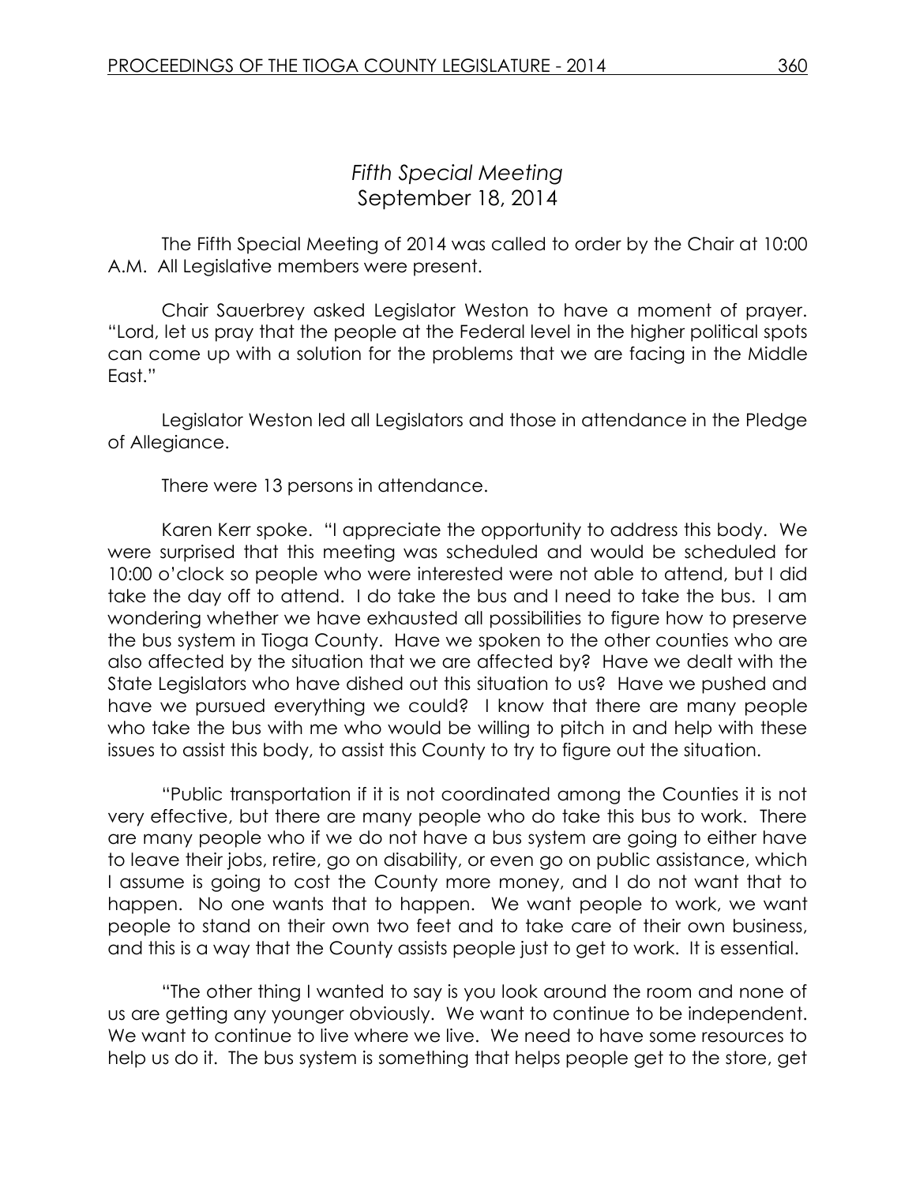## *Fifth Special Meeting*
## September 18, 2014

The Fifth Special Meeting of 2014 was called to order by the Chair at 10:00 A.M. All Legislative members were present.

Chair Sauerbrey asked Legislator Weston to have a moment of prayer. "Lord, let us pray that the people at the Federal level in the higher political spots can come up with a solution for the problems that we are facing in the Middle East."

Legislator Weston led all Legislators and those in attendance in the Pledge of Allegiance.

There were 13 persons in attendance.

Karen Kerr spoke. "I appreciate the opportunity to address this body. We were surprised that this meeting was scheduled and would be scheduled for 10:00 o'clock so people who were interested were not able to attend, but I did take the day off to attend. I do take the bus and I need to take the bus. I am wondering whether we have exhausted all possibilities to figure how to preserve the bus system in Tioga County. Have we spoken to the other counties who are also affected by the situation that we are affected by? Have we dealt with the State Legislators who have dished out this situation to us? Have we pushed and have we pursued everything we could? I know that there are many people who take the bus with me who would be willing to pitch in and help with these issues to assist this body, to assist this County to try to figure out the situation.

"Public transportation if it is not coordinated among the Counties it is not very effective, but there are many people who do take this bus to work. There are many people who if we do not have a bus system are going to either have to leave their jobs, retire, go on disability, or even go on public assistance, which I assume is going to cost the County more money, and I do not want that to happen. No one wants that to happen. We want people to work, we want people to stand on their own two feet and to take care of their own business, and this is a way that the County assists people just to get to work. It is essential.

"The other thing I wanted to say is you look around the room and none of us are getting any younger obviously. We want to continue to be independent. We want to continue to live where we live. We need to have some resources to help us do it. The bus system is something that helps people get to the store, get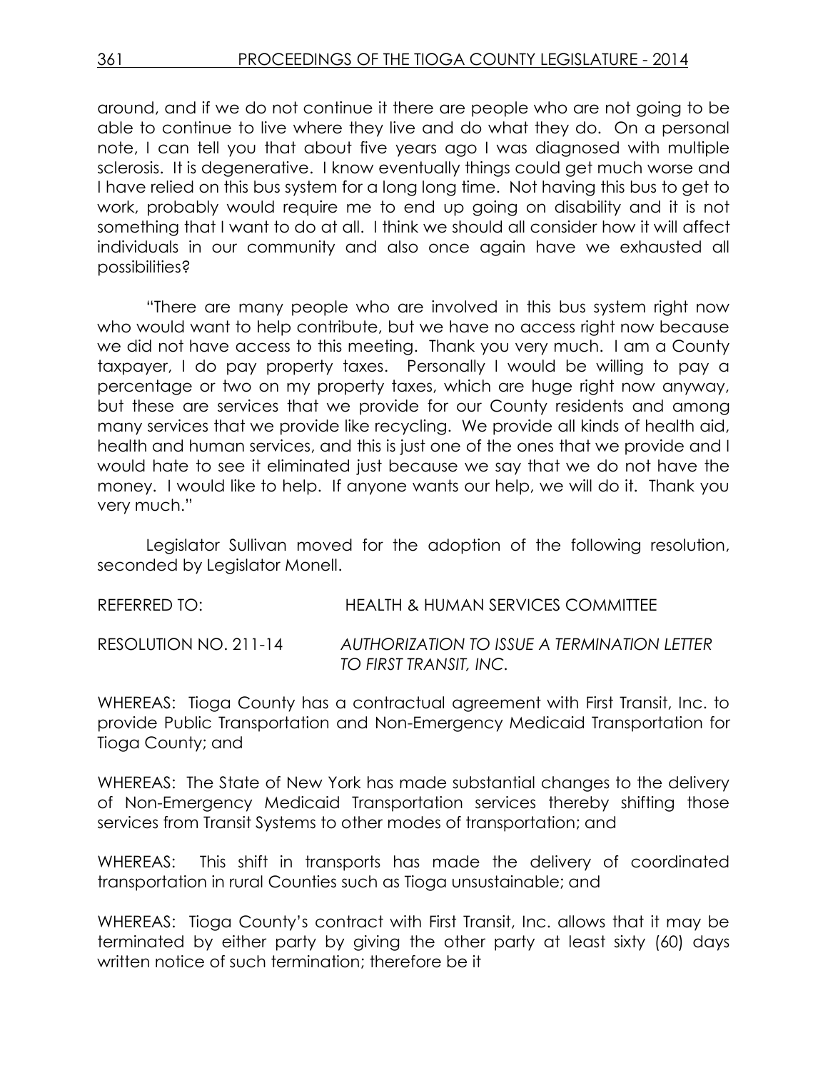around, and if we do not continue it there are people who are not going to be able to continue to live where they live and do what they do. On a personal note, I can tell you that about five years ago I was diagnosed with multiple sclerosis. It is degenerative. I know eventually things could get much worse and I have relied on this bus system for a long long time. Not having this bus to get to work, probably would require me to end up going on disability and it is not something that I want to do at all. I think we should all consider how it will affect individuals in our community and also once again have we exhausted all possibilities?

"There are many people who are involved in this bus system right now who would want to help contribute, but we have no access right now because we did not have access to this meeting. Thank you very much. I am a County taxpayer, I do pay property taxes. Personally I would be willing to pay a percentage or two on my property taxes, which are huge right now anyway, but these are services that we provide for our County residents and among many services that we provide like recycling. We provide all kinds of health aid, health and human services, and this is just one of the ones that we provide and I would hate to see it eliminated just because we say that we do not have the money. I would like to help. If anyone wants our help, we will do it. Thank you very much."

Legislator Sullivan moved for the adoption of the following resolution, seconded by Legislator Monell.

REFERRED TO: HEALTH & HUMAN SERVICES COMMITTEE

RESOLUTION NO. 211-14 *AUTHORIZATION TO ISSUE A TERMINATION LETTER TO FIRST TRANSIT, INC.*

WHEREAS: Tioga County has a contractual agreement with First Transit, Inc. to provide Public Transportation and Non-Emergency Medicaid Transportation for Tioga County; and

WHEREAS: The State of New York has made substantial changes to the delivery of Non-Emergency Medicaid Transportation services thereby shifting those services from Transit Systems to other modes of transportation; and

WHEREAS: This shift in transports has made the delivery of coordinated transportation in rural Counties such as Tioga unsustainable; and

WHEREAS: Tioga County's contract with First Transit, Inc. allows that it may be terminated by either party by giving the other party at least sixty (60) days written notice of such termination; therefore be it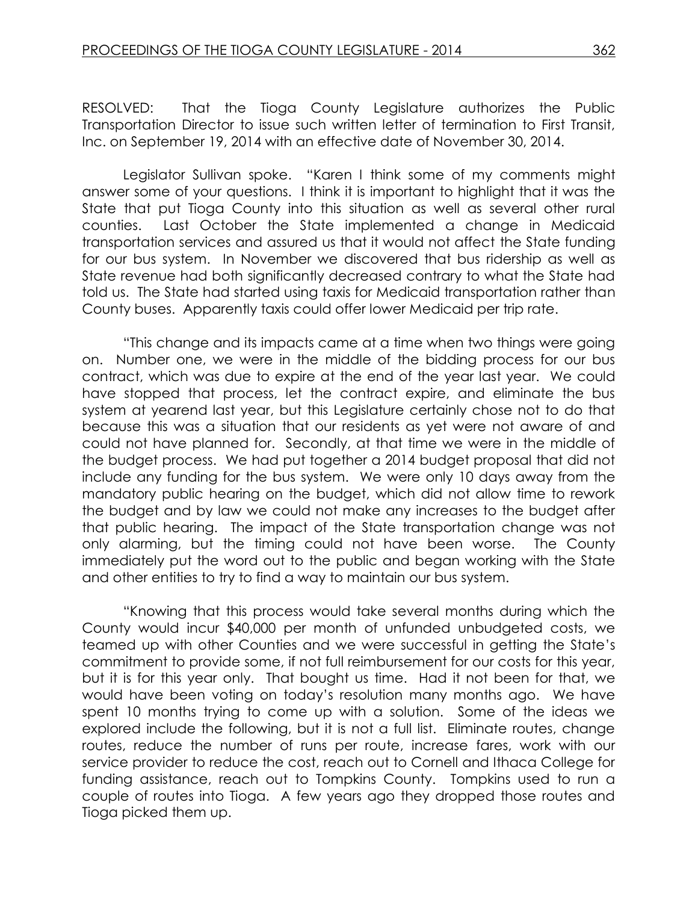RESOLVED: That the Tioga County Legislature authorizes the Public Transportation Director to issue such written letter of termination to First Transit, Inc. on September 19, 2014 with an effective date of November 30, 2014.

Legislator Sullivan spoke. "Karen I think some of my comments might answer some of your questions. I think it is important to highlight that it was the State that put Tioga County into this situation as well as several other rural counties. Last October the State implemented a change in Medicaid transportation services and assured us that it would not affect the State funding for our bus system. In November we discovered that bus ridership as well as State revenue had both significantly decreased contrary to what the State had told us. The State had started using taxis for Medicaid transportation rather than County buses. Apparently taxis could offer lower Medicaid per trip rate.

"This change and its impacts came at a time when two things were going on. Number one, we were in the middle of the bidding process for our bus contract, which was due to expire at the end of the year last year. We could have stopped that process, let the contract expire, and eliminate the bus system at yearend last year, but this Legislature certainly chose not to do that because this was a situation that our residents as yet were not aware of and could not have planned for. Secondly, at that time we were in the middle of the budget process. We had put together a 2014 budget proposal that did not include any funding for the bus system. We were only 10 days away from the mandatory public hearing on the budget, which did not allow time to rework the budget and by law we could not make any increases to the budget after that public hearing. The impact of the State transportation change was not only alarming, but the timing could not have been worse. The County immediately put the word out to the public and began working with the State and other entities to try to find a way to maintain our bus system.

"Knowing that this process would take several months during which the County would incur $40,000 per month of unfunded unbudgeted costs, we teamed up with other Counties and we were successful in getting the State's commitment to provide some, if not full reimbursement for our costs for this year, but it is for this year only. That bought us time. Had it not been for that, we would have been voting on today's resolution many months ago. We have spent 10 months trying to come up with a solution. Some of the ideas we explored include the following, but it is not a full list. Eliminate routes, change routes, reduce the number of runs per route, increase fares, work with our service provider to reduce the cost, reach out to Cornell and Ithaca College for funding assistance, reach out to Tompkins County. Tompkins used to run a couple of routes into Tioga. A few years ago they dropped those routes and Tioga picked them up.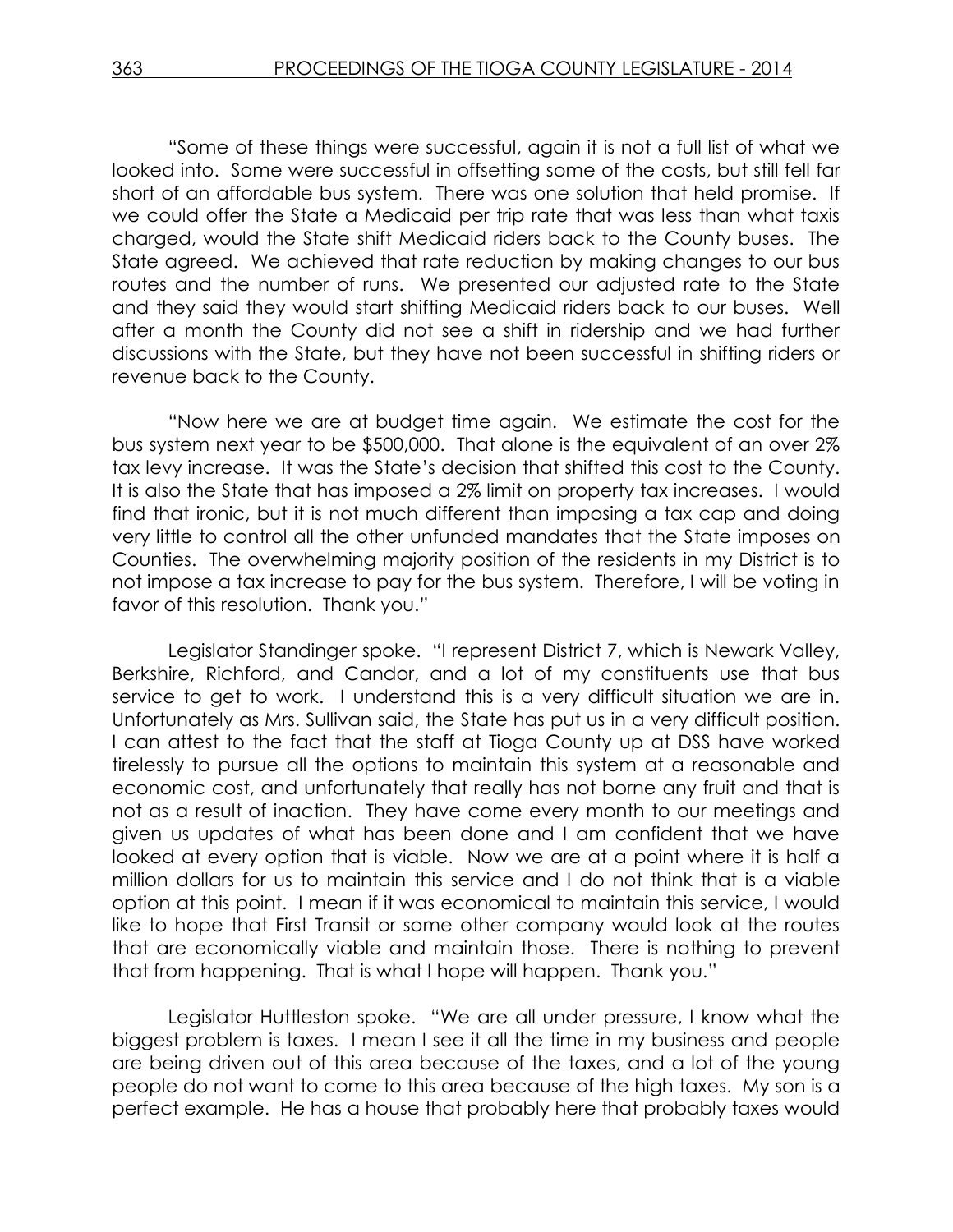"Some of these things were successful, again it is not a full list of what we looked into. Some were successful in offsetting some of the costs, but still fell far short of an affordable bus system. There was one solution that held promise. If we could offer the State a Medicaid per trip rate that was less than what taxis charged, would the State shift Medicaid riders back to the County buses. The State agreed. We achieved that rate reduction by making changes to our bus routes and the number of runs. We presented our adjusted rate to the State and they said they would start shifting Medicaid riders back to our buses. Well after a month the County did not see a shift in ridership and we had further discussions with the State, but they have not been successful in shifting riders or revenue back to the County.

"Now here we are at budget time again. We estimate the cost for the bus system next year to be $500,000. That alone is the equivalent of an over 2% tax levy increase. It was the State's decision that shifted this cost to the County. It is also the State that has imposed a 2% limit on property tax increases. I would find that ironic, but it is not much different than imposing a tax cap and doing very little to control all the other unfunded mandates that the State imposes on Counties. The overwhelming majority position of the residents in my District is to not impose a tax increase to pay for the bus system. Therefore, I will be voting in favor of this resolution. Thank you."

Legislator Standinger spoke. "I represent District 7, which is Newark Valley, Berkshire, Richford, and Candor, and a lot of my constituents use that bus service to get to work. I understand this is a very difficult situation we are in. Unfortunately as Mrs. Sullivan said, the State has put us in a very difficult position. I can attest to the fact that the staff at Tioga County up at DSS have worked tirelessly to pursue all the options to maintain this system at a reasonable and economic cost, and unfortunately that really has not borne any fruit and that is not as a result of inaction. They have come every month to our meetings and given us updates of what has been done and I am confident that we have looked at every option that is viable. Now we are at a point where it is half a million dollars for us to maintain this service and I do not think that is a viable option at this point. I mean if it was economical to maintain this service, I would like to hope that First Transit or some other company would look at the routes that are economically viable and maintain those. There is nothing to prevent that from happening. That is what I hope will happen. Thank you."

Legislator Huttleston spoke. "We are all under pressure, I know what the biggest problem is taxes. I mean I see it all the time in my business and people are being driven out of this area because of the taxes, and a lot of the young people do not want to come to this area because of the high taxes. My son is a perfect example. He has a house that probably here that probably taxes would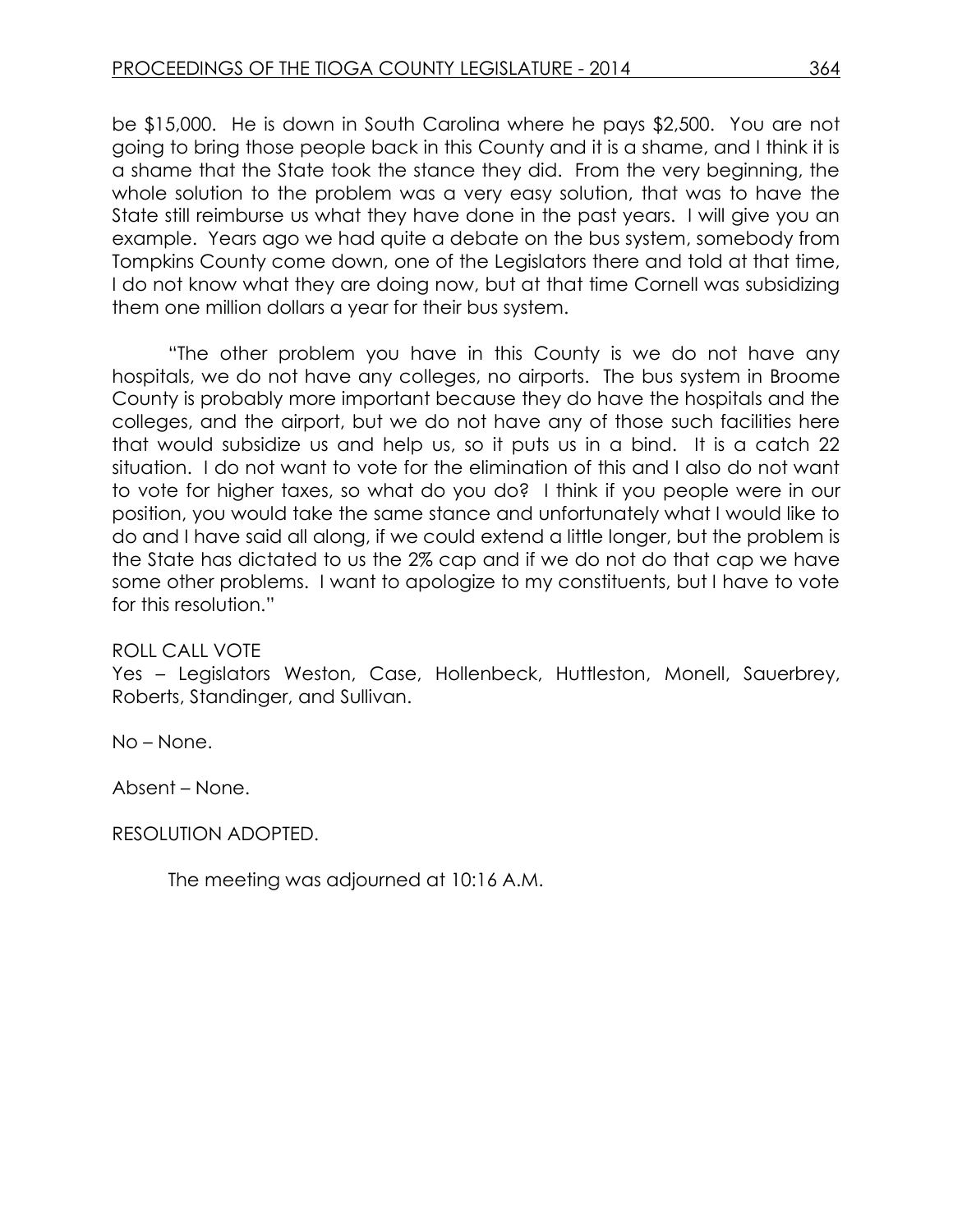be $15,000. He is down in South Carolina where he pays $2,500. You are not going to bring those people back in this County and it is a shame, and I think it is a shame that the State took the stance they did. From the very beginning, the whole solution to the problem was a very easy solution, that was to have the State still reimburse us what they have done in the past years. I will give you an example. Years ago we had quite a debate on the bus system, somebody from Tompkins County come down, one of the Legislators there and told at that time, I do not know what they are doing now, but at that time Cornell was subsidizing them one million dollars a year for their bus system.

"The other problem you have in this County is we do not have any hospitals, we do not have any colleges, no airports. The bus system in Broome County is probably more important because they do have the hospitals and the colleges, and the airport, but we do not have any of those such facilities here that would subsidize us and help us, so it puts us in a bind. It is a catch 22 situation. I do not want to vote for the elimination of this and I also do not want to vote for higher taxes, so what do you do? I think if you people were in our position, you would take the same stance and unfortunately what I would like to do and I have said all along, if we could extend a little longer, but the problem is the State has dictated to us the 2% cap and if we do not do that cap we have some other problems. I want to apologize to my constituents, but I have to vote for this resolution."

ROLL CALL VOTE
Yes – Legislators Weston, Case, Hollenbeck, Huttleston, Monell, Sauerbrey, Roberts, Standinger, and Sullivan.

No – None.

Absent – None.

RESOLUTION ADOPTED.

The meeting was adjourned at 10:16 A.M.